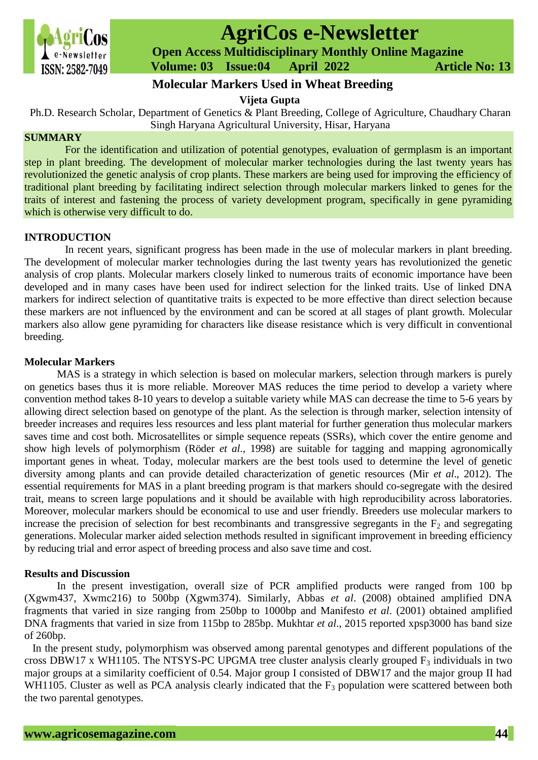# Molecular Markers Used in Wheat Breeding

**Vijeta Gupta**

Ph.D. Research Scholar, Department of Genetics & Plant Breeding, College of Agriculture, Chaudhary Charan Singh Haryana Agricultural University, Hisar, Haryana

## SUMMARY

For the identification and utilization of potential genotypes, evaluation of germplasm is an important step in plant breeding. The development of molecular marker technologies during the last twenty years has revolutionized the genetic analysis of crop plants. These markers are being used for improving the efficiency of traditional plant breeding by facilitating indirect selection through molecular markers linked to genes for the traits of interest and fastening the process of variety development program, specifically in gene pyramiding which is otherwise very difficult to do.

## INTRODUCTION

In recent years, significant progress has been made in the use of molecular markers in plant breeding. The development of molecular marker technologies during the last twenty years has revolutionized the genetic analysis of crop plants. Molecular markers closely linked to numerous traits of economic importance have been developed and in many cases have been used for indirect selection for the linked traits. Use of linked DNA markers for indirect selection of quantitative traits is expected to be more effective than direct selection because these markers are not influenced by the environment and can be scored at all stages of plant growth. Molecular markers also allow gene pyramiding for characters like disease resistance which is very difficult in conventional breeding.

### Molecular Markers

MAS is a strategy in which selection is based on molecular markers, selection through markers is purely on genetics bases thus it is more reliable. Moreover MAS reduces the time period to develop a variety where convention method takes 8-10 years to develop a suitable variety while MAS can decrease the time to 5-6 years by allowing direct selection based on genotype of the plant. As the selection is through marker, selection intensity of breeder increases and requires less resources and less plant material for further generation thus molecular markers saves time and cost both. Microsatellites or simple sequence repeats (SSRs), which cover the entire genome and show high levels of polymorphism (Röder *et al*., 1998) are suitable for tagging and mapping agronomically important genes in wheat. Today, molecular markers are the best tools used to determine the level of genetic diversity among plants and can provide detailed characterization of genetic resources (Mir *et al*., 2012). The essential requirements for MAS in a plant breeding program is that markers should co-segregate with the desired trait, means to screen large populations and it should be available with high reproducibility across laboratories. Moreover, molecular markers should be economical to use and user friendly. Breeders use molecular markers to increase the precision of selection for best recombinants and transgressive segregants in the $F_2$ and segregating generations. Molecular marker aided selection methods resulted in significant improvement in breeding efficiency by reducing trial and error aspect of breeding process and also save time and cost.

### Results and Discussion

In the present investigation, overall size of PCR amplified products were ranged from 100 bp (Xgwm437, Xwmc216) to 500bp (Xgwm374). Similarly, Abbas *et al*. (2008) obtained amplified DNA fragments that varied in size ranging from 250bp to 1000bp and Manifesto *et al*. (2001) obtained amplified DNA fragments that varied in size from 115bp to 285bp. Mukhtar *et al*., 2015 reported xpsp3000 has band size of 260bp.

In the present study, polymorphism was observed among parental genotypes and different populations of the cross DBW17 x WH1105. The NTSYS-PC UPGMA tree cluster analysis clearly grouped $F_3$ individuals in two major groups at a similarity coefficient of 0.54. Major group I consisted of DBW17 and the major group II had WH1105. Cluster as well as PCA analysis clearly indicated that the $F_3$ population were scattered between both the two parental genotypes.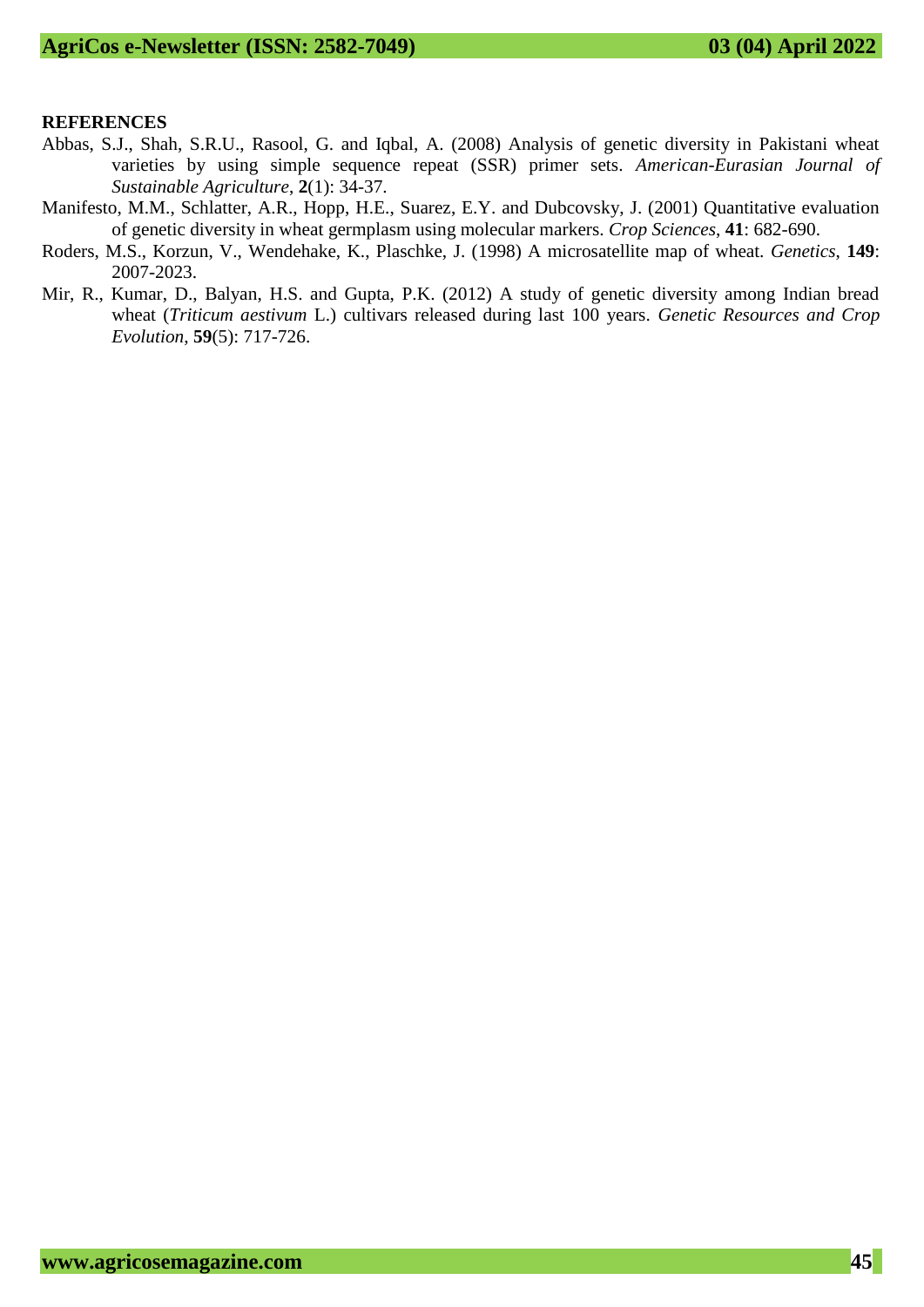## REFERENCES

Abbas, S.J., Shah, S.R.U., Rasool, G. and Iqbal, A. (2008) Analysis of genetic diversity in Pakistani wheat varieties by using simple sequence repeat (SSR) primer sets. *American-Eurasian Journal of Sustainable Agriculture*, **2**(1): 34-37.

Manifesto, M.M., Schlatter, A.R., Hopp, H.E., Suarez, E.Y. and Dubcovsky, J. (2001) Quantitative evaluation of genetic diversity in wheat germplasm using molecular markers. *Crop Sciences*, **41**: 682-690.

Roders, M.S., Korzun, V., Wendehake, K., Plaschke, J. (1998) A microsatellite map of wheat. *Genetics*, **149**: 2007-2023.

Mir, R., Kumar, D., Balyan, H.S. and Gupta, P.K. (2012) A study of genetic diversity among Indian bread wheat (*Triticum aestivum* L.) cultivars released during last 100 years. *Genetic Resources and Crop Evolution*, **59**(5): 717-726.